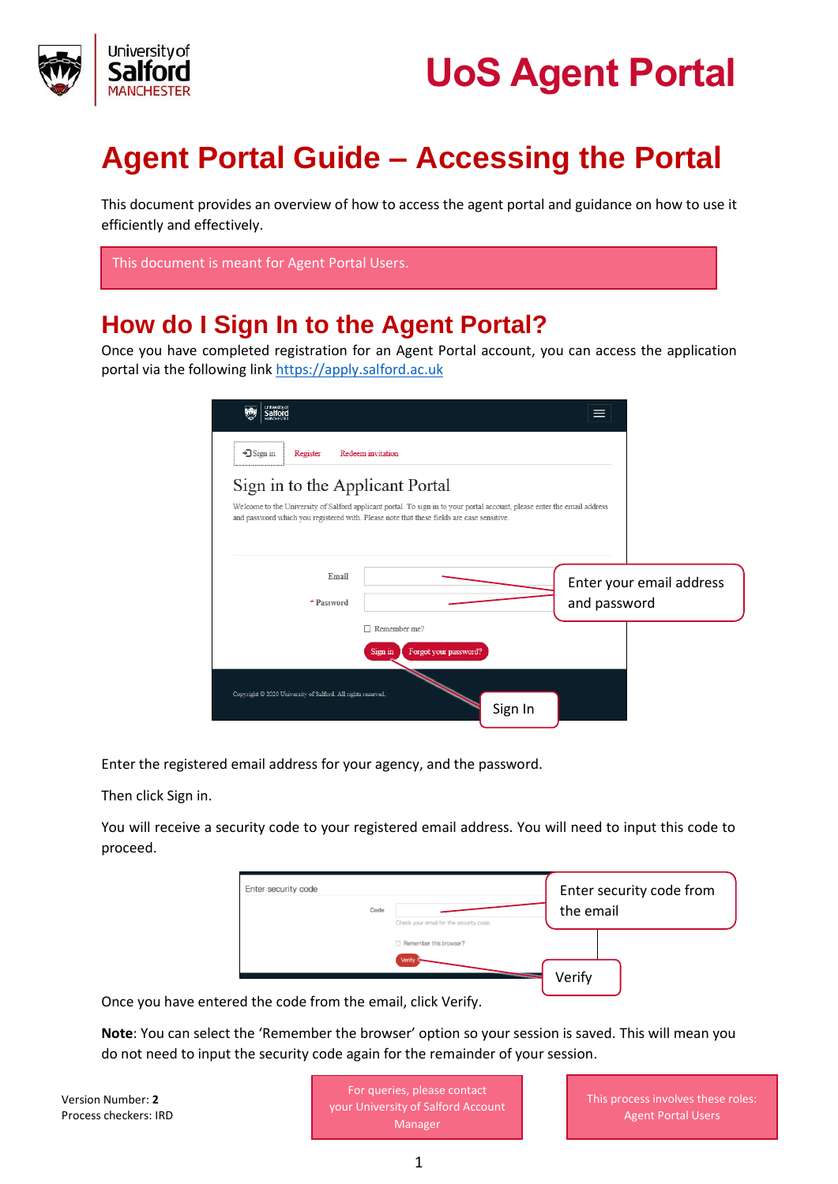# UoS Agent Portal

# Agent Portal Guide – Accessing the Portal

This document provides an overview of how to access the agent portal and guidance on how to use it efficiently and effectively.

This document is meant for Agent Portal Users.

## How do I Sign In to the Agent Portal?

Once you have completed registration for an Agent Portal account, you can access the application portal via the following link https://apply.salford.ac.uk

Enter the registered email address for your agency, and the password.

Then click Sign in.

You will receive a security code to your registered email address. You will need to input this code to proceed.

Once you have entered the code from the email, click Verify.

**Note**: You can select the 'Remember the browser' option so your session is saved. This will mean you do not need to input the security code again for the remainder of your session.

Version Number: **2**
Process checkers: IRD

For queries, please contact your University of Salford Account Manager

This process involves these roles: Agent Portal Users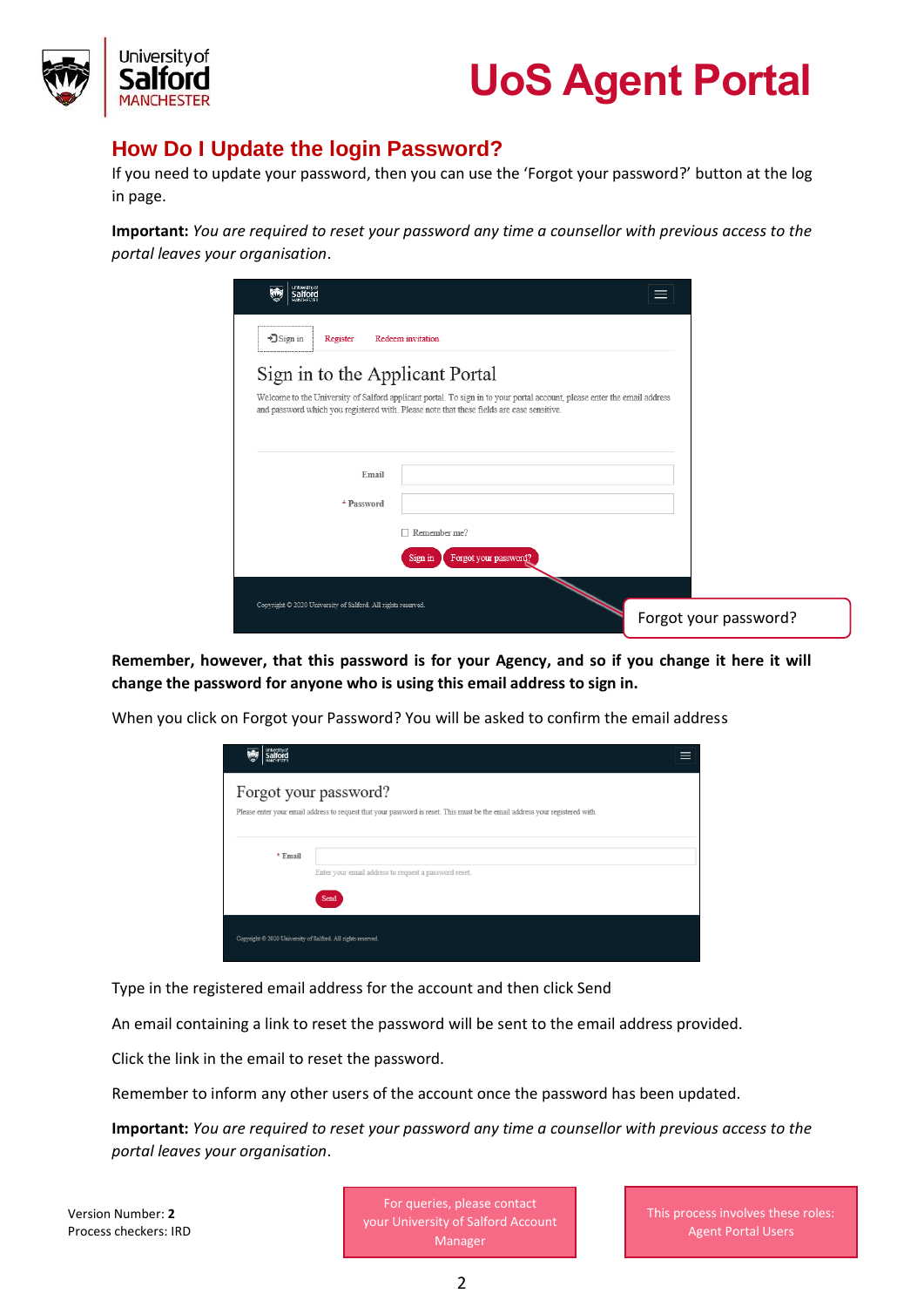## How Do I Update the login Password?

If you need to update your password, then you can use the 'Forgot your password?' button at the log in page.

**Important:** *You are required to reset your password any time a counsellor with previous access to the portal leaves your organisation*.

Forgot your password?

**Remember, however, that this password is for your Agency, and so if you change it here it will change the password for anyone who is using this email address to sign in.**

When you click on Forgot your Password? You will be asked to confirm the email address

Type in the registered email address for the account and then click Send

An email containing a link to reset the password will be sent to the email address provided.

Click the link in the email to reset the password.

Remember to inform any other users of the account once the password has been updated.

**Important:** *You are required to reset your password any time a counsellor with previous access to the portal leaves your organisation*.

Version Number: **2**
Process checkers: IRD

For queries, please contact your University of Salford Account Manager

This process involves these roles: Agent Portal Users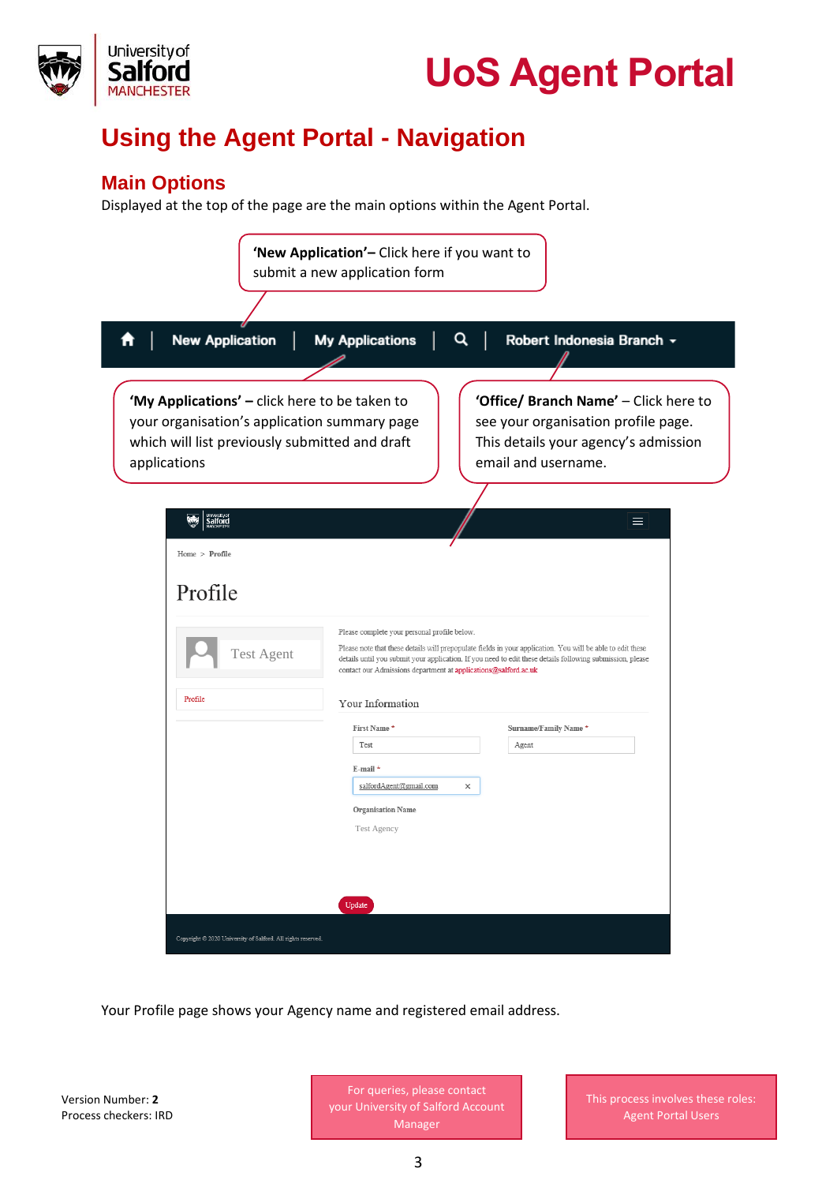# Using the Agent Portal - Navigation

## Main Options

Displayed at the top of the page are the main options within the Agent Portal.

**'New Application'–** Click here if you want to submit a new application form

**'My Applications' –** click here to be taken to your organisation's application summary page which will list previously submitted and draft applications

**'Office/ Branch Name'** – Click here to see your organisation profile page. This details your agency's admission email and username.

Your Profile page shows your Agency name and registered email address.

Version Number: **2**
Process checkers: IRD

For queries, please contact your University of Salford Account Manager

This process involves these roles: Agent Portal Users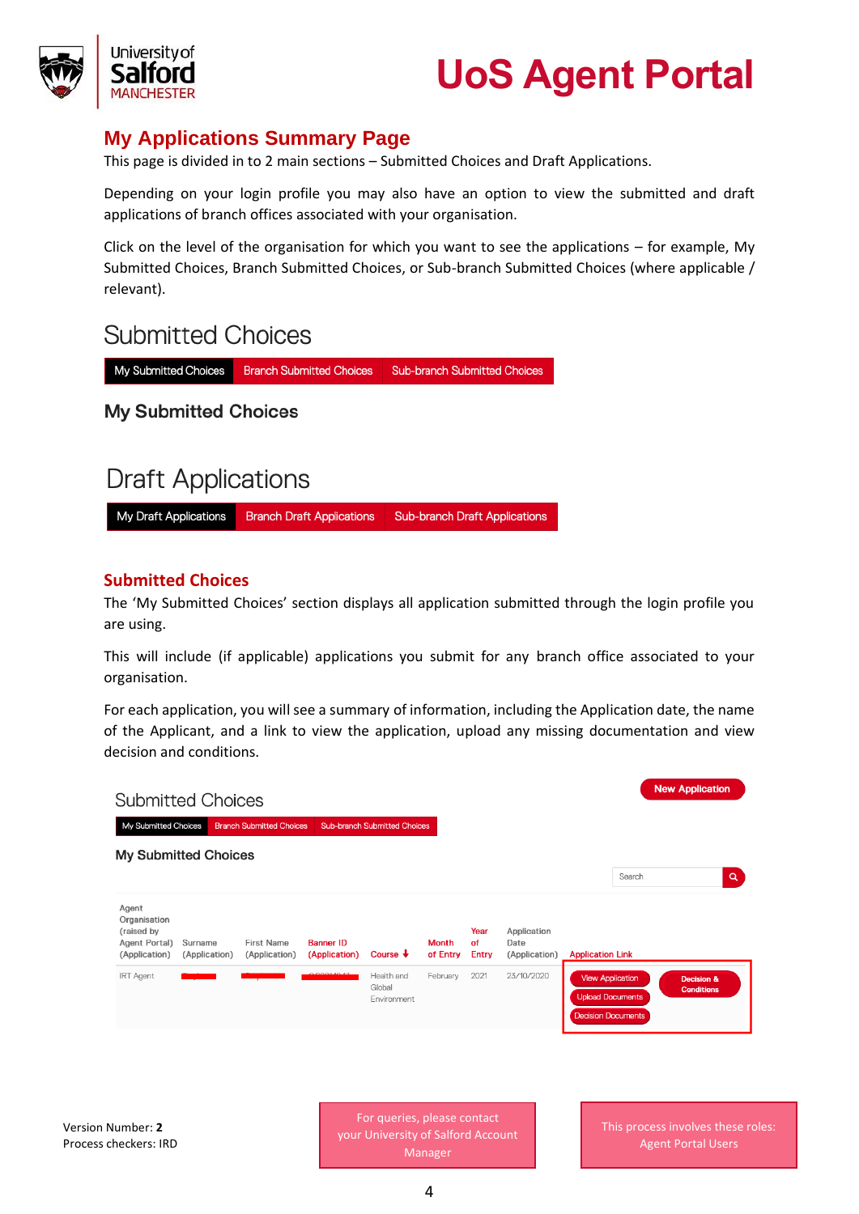## My Applications Summary Page

This page is divided in to 2 main sections – Submitted Choices and Draft Applications.

Depending on your login profile you may also have an option to view the submitted and draft applications of branch offices associated with your organisation.

Click on the level of the organisation for which you want to see the applications – for example, My Submitted Choices, Branch Submitted Choices, or Sub-branch Submitted Choices (where applicable / relevant).

# Submitted Choices

My Submitted Choices | Branch Submitted Choices | Sub-branch Submitted Choices

### My Submitted Choices

# Draft Applications

My Draft Applications | Branch Draft Applications | Sub-branch Draft Applications

## Submitted Choices

The 'My Submitted Choices' section displays all application submitted through the login profile you are using.

This will include (if applicable) applications you submit for any branch office associated to your organisation.

For each application, you will see a summary of information, including the Application date, the name of the Applicant, and a link to view the application, upload any missing documentation and view decision and conditions.

Submitted Choices

New Application

My Submitted Choices | Branch Submitted Choices | Sub-branch Submitted Choices

**My Submitted Choices**

Search

| Agent Organisation (raised by Agent Portal) (Application) | Surname (Application) | First Name (Application) | Banner ID (Application) | Course | Month of Entry | Year of Entry | Application Date (Application) | Application Link |
|---|---|---|---|---|---|---|---|---|
| IRT Agent | | | | Health and Global Environment | February | 2021 | 23/10/2020 | View Application, Upload Documents, Decision Documents, Decision & Conditions |

Version Number: **2**
Process checkers: IRD

For queries, please contact your University of Salford Account Manager

This process involves these roles: Agent Portal Users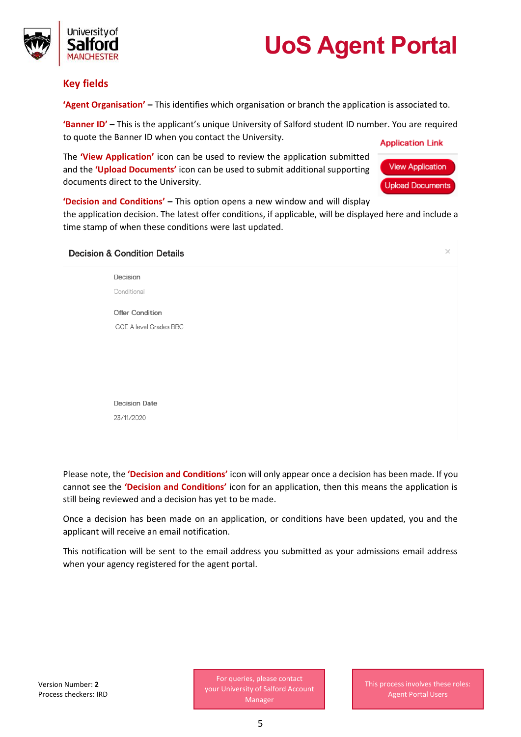## Key fields

**'Agent Organisation' –** This identifies which organisation or branch the application is associated to.

**'Banner ID' –** This is the applicant's unique University of Salford student ID number. You are required to quote the Banner ID when you contact the University.

Application Link

View Application

Upload Documents

The **'View Application'** icon can be used to review the application submitted and the **'Upload Documents'** icon can be used to submit additional supporting documents direct to the University.

**'Decision and Conditions' –** This option opens a new window and will display the application decision. The latest offer conditions, if applicable, will be displayed here and include a time stamp of when these conditions were last updated.

Decision & Condition Details

Decision

Conditional

Offer Condition

GCE A level Grades BBC

Decision Date

23/11/2020

Please note, the **'Decision and Conditions'** icon will only appear once a decision has been made. If you cannot see the **'Decision and Conditions'** icon for an application, then this means the application is still being reviewed and a decision has yet to be made.

Once a decision has been made on an application, or conditions have been updated, you and the applicant will receive an email notification.

This notification will be sent to the email address you submitted as your admissions email address when your agency registered for the agent portal.

Version Number: **2**
Process checkers: IRD

For queries, please contact your University of Salford Account Manager

This process involves these roles: Agent Portal Users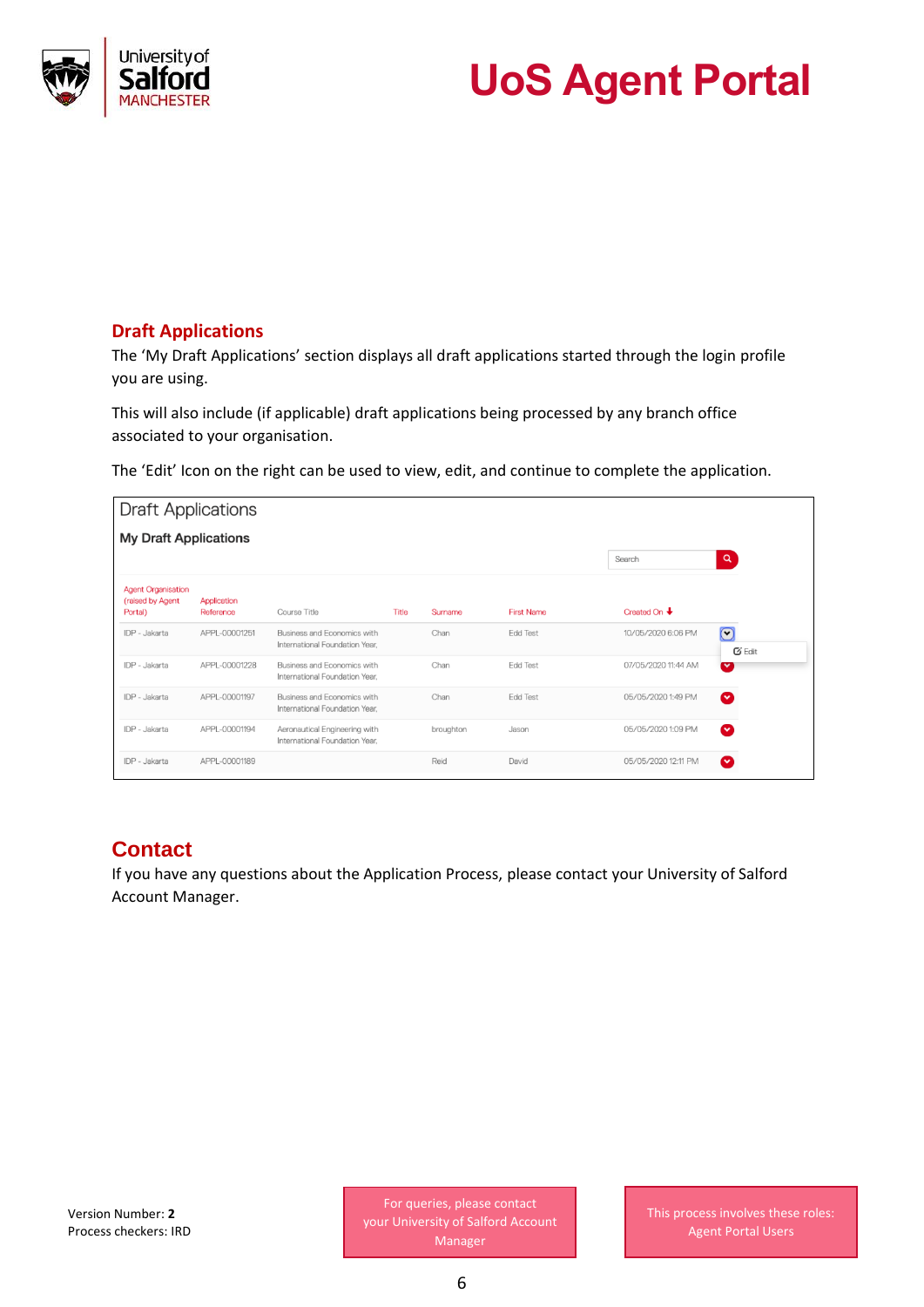# UoS Agent Portal

## Draft Applications

The 'My Draft Applications' section displays all draft applications started through the login profile you are using.

This will also include (if applicable) draft applications being processed by any branch office associated to your organisation.

The 'Edit' Icon on the right can be used to view, edit, and continue to complete the application.

Draft Applications

**My Draft Applications**

Search

| Agent Organisation (raised by Agent Portal) | Application Reference | Course Title | Title | Surname | First Name | Created On | |
|---|---|---|---|---|---|---|---|
| IDP - Jakarta | APPL-00001251 | Business and Economics with International Foundation Year. | | Chan | Edd Test | 10/05/2020 6:06 PM | Edit |
| IDP - Jakarta | APPL-00001228 | Business and Economics with International Foundation Year. | | Chan | Edd Test | 07/05/2020 11:44 AM | |
| IDP - Jakarta | APPL-00001197 | Business and Economics with International Foundation Year. | | Chan | Edd Test | 05/05/2020 1:49 PM | |
| IDP - Jakarta | APPL-00001194 | Aeronautical Engineering with International Foundation Year. | | broughton | Jason | 05/05/2020 1:09 PM | |
| IDP - Jakarta | APPL-00001189 | | | Reid | David | 05/05/2020 12:11 PM | |

## Contact

If you have any questions about the Application Process, please contact your University of Salford Account Manager.

Version Number: **2**
Process checkers: IRD

For queries, please contact your University of Salford Account Manager

This process involves these roles: Agent Portal Users